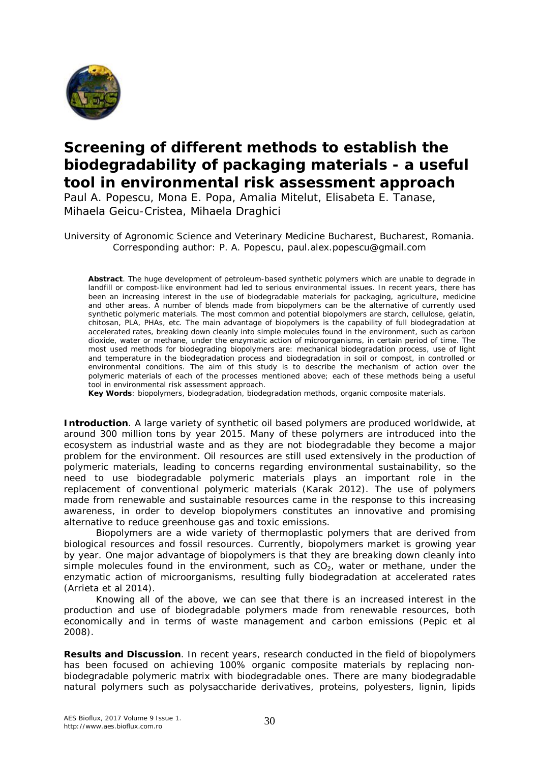# Screening of different methods to establish the biodegradability of packaging materials - a useful tool in environmental risk assessment approach

Paul A. Popescu, Mona E. Popa, Amalia Mitelut, Elisabeta E. Tanase, Mihaela Geicu-Cristea, Mihaela Draghici

University of Agronomic Science and Veterinary Medicine Bucharest, Bucharest, Romania. Corresponding author: P. A. Popescu, paul.alex.popescu@gmail.com

**Abstract**. The huge development of petroleum-based synthetic polymers which are unable to degrade in landfill or compost-like environment had led to serious environmental issues. In recent years, there has been an increasing interest in the use of biodegradable materials for packaging, agriculture, medicine and other areas. A number of blends made from biopolymers can be the alternative of currently used synthetic polymeric materials. The most common and potential biopolymers are starch, cellulose, gelatin, chitosan, PLA, PHAs, etc. The main advantage of biopolymers is the capability of full biodegradation at accelerated rates, breaking down cleanly into simple molecules found in the environment, such as carbon dioxide, water or methane, under the enzymatic action of microorganisms, in certain period of time. The most used methods for biodegrading biopolymers are: mechanical biodegradation process, use of light and temperature in the biodegradation process and biodegradation in soil or compost, in controlled or environmental conditions. The aim of this study is to describe the mechanism of action over the polymeric materials of each of the processes mentioned above; each of these methods being a useful tool in environmental risk assessment approach.

**Key Words**: biopolymers, biodegradation, biodegradation methods, organic composite materials.

**Introduction**. A large variety of synthetic oil based polymers are produced worldwide, at around 300 million tons by year 2015. Many of these polymers are introduced into the ecosystem as industrial waste and as they are not biodegradable they become a major problem for the environment. Oil resources are still used extensively in the production of polymeric materials, leading to concerns regarding environmental sustainability, so the need to use biodegradable polymeric materials plays an important role in the replacement of conventional polymeric materials (Karak 2012). The use of polymers made from renewable and sustainable resources came in the response to this increasing awareness, in order to develop biopolymers constitutes an innovative and promising alternative to reduce greenhouse gas and toxic emissions.

Biopolymers are a wide variety of thermoplastic polymers that are derived from biological resources and fossil resources. Currently, biopolymers market is growing year by year. One major advantage of biopolymers is that they are breaking down cleanly into simple molecules found in the environment, such as $CO_2$, water or methane, under the enzymatic action of microorganisms, resulting fully biodegradation at accelerated rates (Arrieta et al 2014).

Knowing all of the above, we can see that there is an increased interest in the production and use of biodegradable polymers made from renewable resources, both economically and in terms of waste management and carbon emissions (Pepic et al 2008).

**Results and Discussion**. In recent years, research conducted in the field of biopolymers has been focused on achieving 100% organic composite materials by replacing non-biodegradable polymeric matrix with biodegradable ones. There are many biodegradable natural polymers such as polysaccharide derivatives, proteins, polyesters, lignin, lipids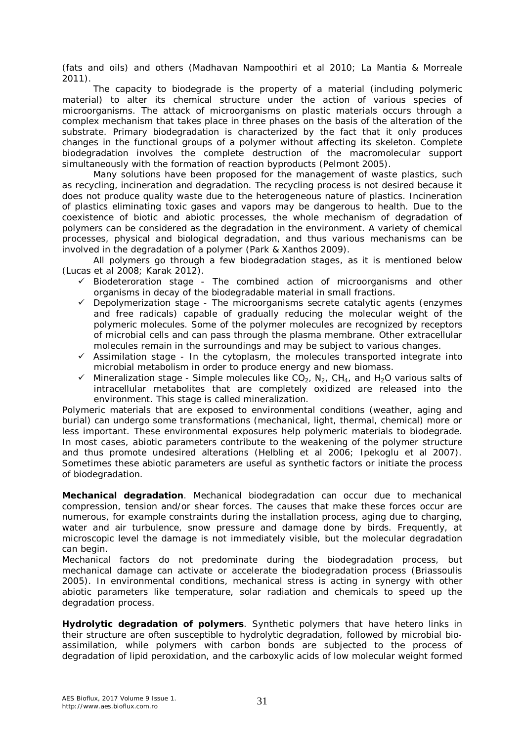(fats and oils) and others (Madhavan Nampoothiri et al 2010; La Mantia & Morreale 2011).

The capacity to biodegrade is the property of a material (including polymeric material) to alter its chemical structure under the action of various species of microorganisms. The attack of microorganisms on plastic materials occurs through a complex mechanism that takes place in three phases on the basis of the alteration of the substrate. Primary biodegradation is characterized by the fact that it only produces changes in the functional groups of a polymer without affecting its skeleton. Complete biodegradation involves the complete destruction of the macromolecular support simultaneously with the formation of reaction byproducts (Pelmont 2005).

Many solutions have been proposed for the management of waste plastics, such as recycling, incineration and degradation. The recycling process is not desired because it does not produce quality waste due to the heterogeneous nature of plastics. Incineration of plastics eliminating toxic gases and vapors may be dangerous to health. Due to the coexistence of biotic and abiotic processes, the whole mechanism of degradation of polymers can be considered as the degradation in the environment. A variety of chemical processes, physical and biological degradation, and thus various mechanisms can be involved in the degradation of a polymer (Park & Xanthos 2009).

All polymers go through a few biodegradation stages, as it is mentioned below (Lucas et al 2008; Karak 2012).

- ✓ Biodeteroration stage - The combined action of microorganisms and other organisms in decay of the biodegradable material in small fractions.
- ✓ Depolymerization stage - The microorganisms secrete catalytic agents (enzymes and free radicals) capable of gradually reducing the molecular weight of the polymeric molecules. Some of the polymer molecules are recognized by receptors of microbial cells and can pass through the plasma membrane. Other extracellular molecules remain in the surroundings and may be subject to various changes.
- ✓ Assimilation stage - In the cytoplasm, the molecules transported integrate into microbial metabolism in order to produce energy and new biomass.
- ✓ Mineralization stage - Simple molecules like $CO_2$, $N_2$, $CH_4$, and $H_2O$ various salts of intracellular metabolites that are completely oxidized are released into the environment. This stage is called mineralization.

Polymeric materials that are exposed to environmental conditions (weather, aging and burial) can undergo some transformations (mechanical, light, thermal, chemical) more or less important. These environmental exposures help polymeric materials to biodegrade. In most cases, abiotic parameters contribute to the weakening of the polymer structure and thus promote undesired alterations (Helbling et al 2006; Ipekoglu et al 2007). Sometimes these abiotic parameters are useful as synthetic factors or initiate the process of biodegradation.

**Mechanical degradation**. Mechanical biodegradation can occur due to mechanical compression, tension and/or shear forces. The causes that make these forces occur are numerous, for example constraints during the installation process, aging due to charging, water and air turbulence, snow pressure and damage done by birds. Frequently, at microscopic level the damage is not immediately visible, but the molecular degradation can begin.

Mechanical factors do not predominate during the biodegradation process, but mechanical damage can activate or accelerate the biodegradation process (Briassoulis 2005). In environmental conditions, mechanical stress is acting in synergy with other abiotic parameters like temperature, solar radiation and chemicals to speed up the degradation process.

**Hydrolytic degradation of polymers**. Synthetic polymers that have hetero links in their structure are often susceptible to hydrolytic degradation, followed by microbial bio-assimilation, while polymers with carbon bonds are subjected to the process of degradation of lipid peroxidation, and the carboxylic acids of low molecular weight formed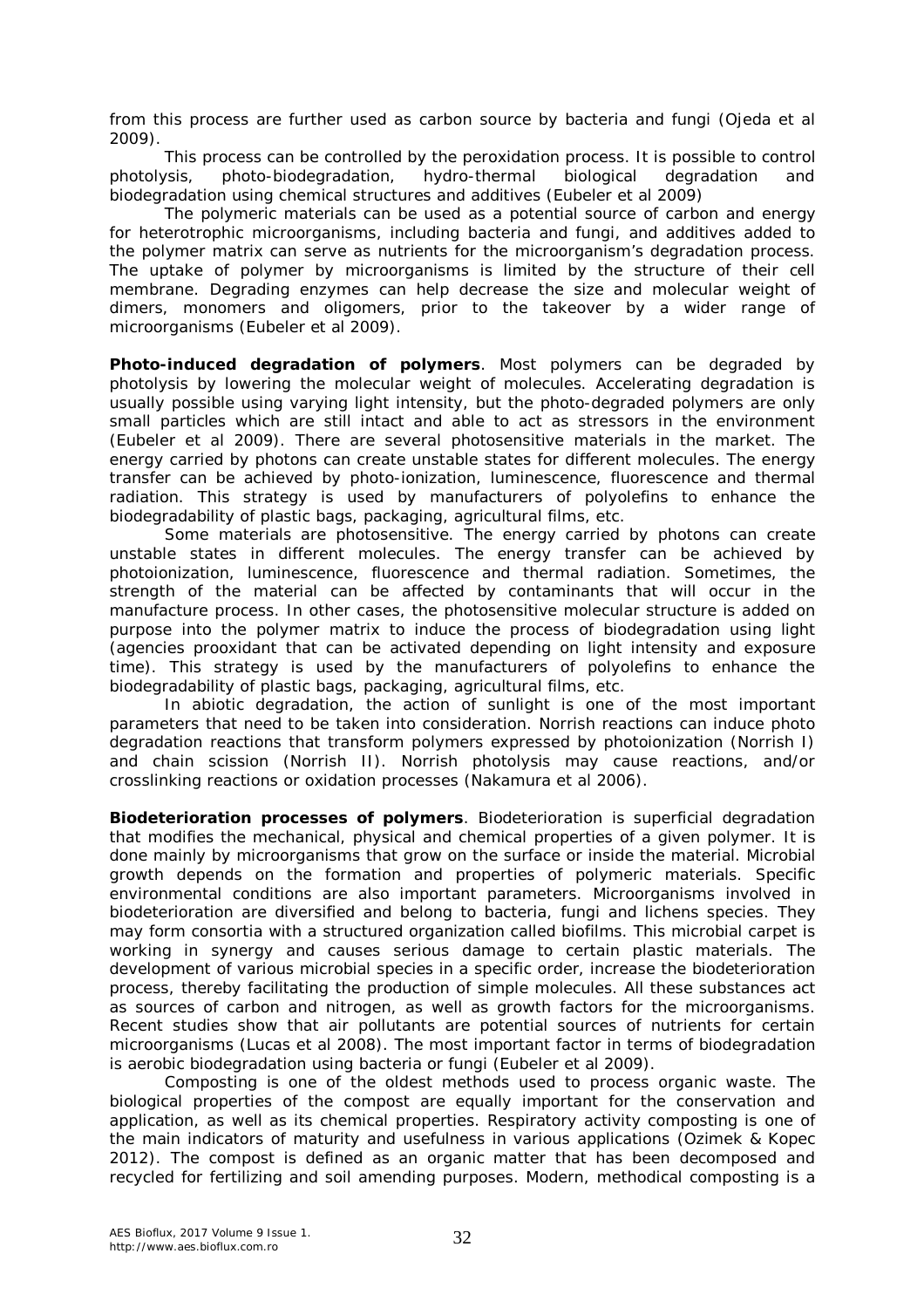from this process are further used as carbon source by bacteria and fungi (Ojeda et al 2009).

This process can be controlled by the peroxidation process. It is possible to control photolysis, photo-biodegradation, hydro-thermal biological degradation and biodegradation using chemical structures and additives (Eubeler et al 2009)

The polymeric materials can be used as a potential source of carbon and energy for heterotrophic microorganisms, including bacteria and fungi, and additives added to the polymer matrix can serve as nutrients for the microorganism's degradation process. The uptake of polymer by microorganisms is limited by the structure of their cell membrane. Degrading enzymes can help decrease the size and molecular weight of dimers, monomers and oligomers, prior to the takeover by a wider range of microorganisms (Eubeler et al 2009).

**Photo-induced degradation of polymers**. Most polymers can be degraded by photolysis by lowering the molecular weight of molecules. Accelerating degradation is usually possible using varying light intensity, but the photo-degraded polymers are only small particles which are still intact and able to act as stressors in the environment (Eubeler et al 2009). There are several photosensitive materials in the market. The energy carried by photons can create unstable states for different molecules. The energy transfer can be achieved by photo-ionization, luminescence, fluorescence and thermal radiation. This strategy is used by manufacturers of polyolefins to enhance the biodegradability of plastic bags, packaging, agricultural films, etc.

Some materials are photosensitive. The energy carried by photons can create unstable states in different molecules. The energy transfer can be achieved by photoionization, luminescence, fluorescence and thermal radiation. Sometimes, the strength of the material can be affected by contaminants that will occur in the manufacture process. In other cases, the photosensitive molecular structure is added on purpose into the polymer matrix to induce the process of biodegradation using light (agencies prooxidant that can be activated depending on light intensity and exposure time). This strategy is used by the manufacturers of polyolefins to enhance the biodegradability of plastic bags, packaging, agricultural films, etc.

In abiotic degradation, the action of sunlight is one of the most important parameters that need to be taken into consideration. Norrish reactions can induce photo degradation reactions that transform polymers expressed by photoionization (Norrish I) and chain scission (Norrish II). Norrish photolysis may cause reactions, and/or crosslinking reactions or oxidation processes (Nakamura et al 2006).

**Biodeterioration processes of polymers**. Biodeterioration is superficial degradation that modifies the mechanical, physical and chemical properties of a given polymer. It is done mainly by microorganisms that grow on the surface or inside the material. Microbial growth depends on the formation and properties of polymeric materials. Specific environmental conditions are also important parameters. Microorganisms involved in biodeterioration are diversified and belong to bacteria, fungi and lichens species. They may form consortia with a structured organization called biofilms. This microbial carpet is working in synergy and causes serious damage to certain plastic materials. The development of various microbial species in a specific order, increase the biodeterioration process, thereby facilitating the production of simple molecules. All these substances act as sources of carbon and nitrogen, as well as growth factors for the microorganisms. Recent studies show that air pollutants are potential sources of nutrients for certain microorganisms (Lucas et al 2008). The most important factor in terms of biodegradation is aerobic biodegradation using bacteria or fungi (Eubeler et al 2009).

Composting is one of the oldest methods used to process organic waste. The biological properties of the compost are equally important for the conservation and application, as well as its chemical properties. Respiratory activity composting is one of the main indicators of maturity and usefulness in various applications (Ozimek & Kopec 2012). The compost is defined as an organic matter that has been decomposed and recycled for fertilizing and soil amending purposes. Modern, methodical composting is a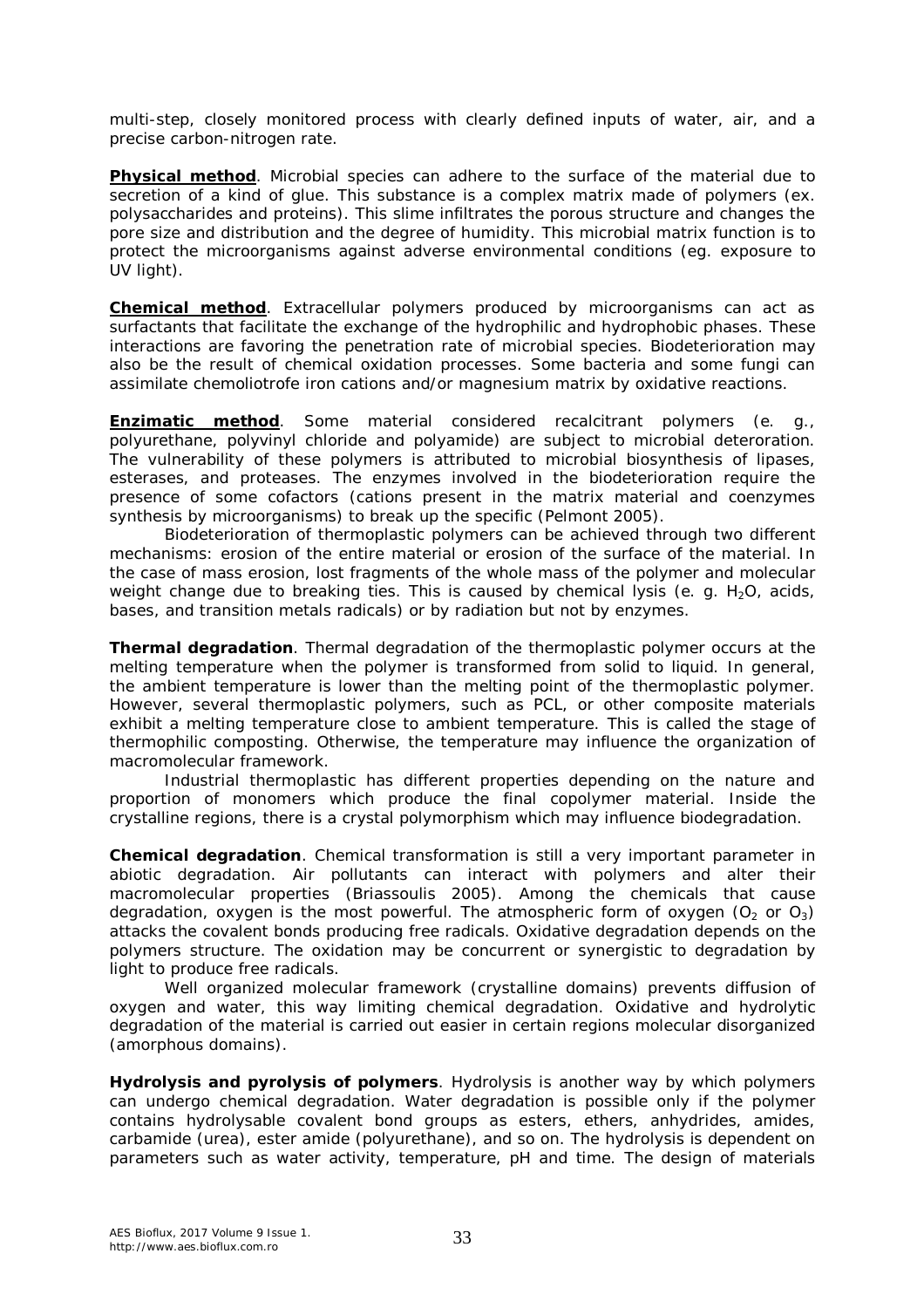multi-step, closely monitored process with clearly defined inputs of water, air, and a precise carbon-nitrogen rate.

**Physical method**. Microbial species can adhere to the surface of the material due to secretion of a kind of glue. This substance is a complex matrix made of polymers (ex. polysaccharides and proteins). This slime infiltrates the porous structure and changes the pore size and distribution and the degree of humidity. This microbial matrix function is to protect the microorganisms against adverse environmental conditions (eg. exposure to UV light).

**Chemical method**. Extracellular polymers produced by microorganisms can act as surfactants that facilitate the exchange of the hydrophilic and hydrophobic phases. These interactions are favoring the penetration rate of microbial species. Biodeterioration may also be the result of chemical oxidation processes. Some bacteria and some fungi can assimilate chemoliotrofe iron cations and/or magnesium matrix by oxidative reactions.

**Enzimatic method**. Some material considered recalcitrant polymers (e. g., polyurethane, polyvinyl chloride and polyamide) are subject to microbial deteroration. The vulnerability of these polymers is attributed to microbial biosynthesis of lipases, esterases, and proteases. The enzymes involved in the biodeterioration require the presence of some cofactors (cations present in the matrix material and coenzymes synthesis by microorganisms) to break up the specific (Pelmont 2005).

Biodeterioration of thermoplastic polymers can be achieved through two different mechanisms: erosion of the entire material or erosion of the surface of the material. In the case of mass erosion, lost fragments of the whole mass of the polymer and molecular weight change due to breaking ties. This is caused by chemical lysis (e. g. $H_2O$, acids, bases, and transition metals radicals) or by radiation but not by enzymes.

**Thermal degradation**. Thermal degradation of the thermoplastic polymer occurs at the melting temperature when the polymer is transformed from solid to liquid. In general, the ambient temperature is lower than the melting point of the thermoplastic polymer. However, several thermoplastic polymers, such as PCL, or other composite materials exhibit a melting temperature close to ambient temperature. This is called the stage of thermophilic composting. Otherwise, the temperature may influence the organization of macromolecular framework.

Industrial thermoplastic has different properties depending on the nature and proportion of monomers which produce the final copolymer material. Inside the crystalline regions, there is a crystal polymorphism which may influence biodegradation.

**Chemical degradation**. Chemical transformation is still a very important parameter in abiotic degradation. Air pollutants can interact with polymers and alter their macromolecular properties (Briassoulis 2005). Among the chemicals that cause degradation, oxygen is the most powerful. The atmospheric form of oxygen ($O_2$ or $O_3$) attacks the covalent bonds producing free radicals. Oxidative degradation depends on the polymers structure. The oxidation may be concurrent or synergistic to degradation by light to produce free radicals.

Well organized molecular framework (crystalline domains) prevents diffusion of oxygen and water, this way limiting chemical degradation. Oxidative and hydrolytic degradation of the material is carried out easier in certain regions molecular disorganized (amorphous domains).

**Hydrolysis and pyrolysis of polymers**. Hydrolysis is another way by which polymers can undergo chemical degradation. Water degradation is possible only if the polymer contains hydrolysable covalent bond groups as esters, ethers, anhydrides, amides, carbamide (urea), ester amide (polyurethane), and so on. The hydrolysis is dependent on parameters such as water activity, temperature, pH and time. The design of materials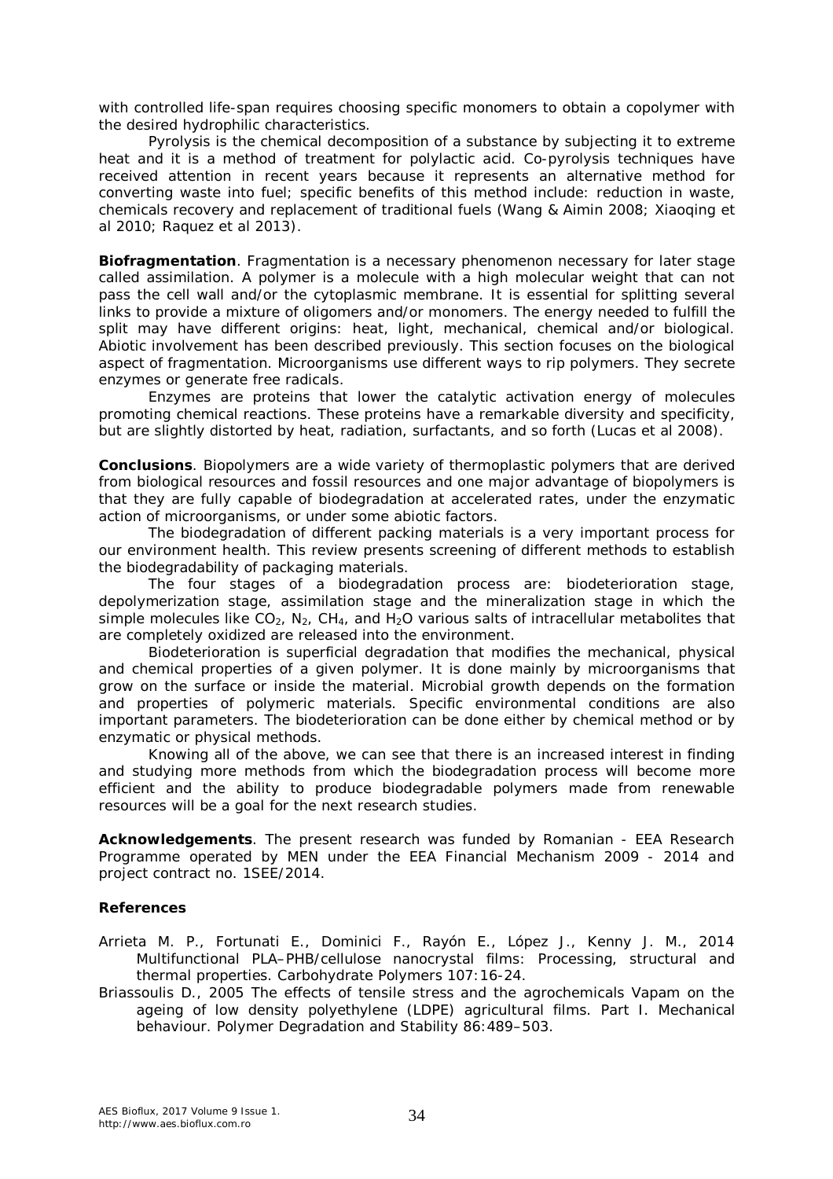with controlled life-span requires choosing specific monomers to obtain a copolymer with the desired hydrophilic characteristics.

Pyrolysis is the chemical decomposition of a substance by subjecting it to extreme heat and it is a method of treatment for polylactic acid. Co-pyrolysis techniques have received attention in recent years because it represents an alternative method for converting waste into fuel; specific benefits of this method include: reduction in waste, chemicals recovery and replacement of traditional fuels (Wang & Aimin 2008; Xiaoqing et al 2010; Raquez et al 2013).

**Biofragmentation**. Fragmentation is a necessary phenomenon necessary for later stage called assimilation. A polymer is a molecule with a high molecular weight that can not pass the cell wall and/or the cytoplasmic membrane. It is essential for splitting several links to provide a mixture of oligomers and/or monomers. The energy needed to fulfill the split may have different origins: heat, light, mechanical, chemical and/or biological. Abiotic involvement has been described previously. This section focuses on the biological aspect of fragmentation. Microorganisms use different ways to rip polymers. They secrete enzymes or generate free radicals.

Enzymes are proteins that lower the catalytic activation energy of molecules promoting chemical reactions. These proteins have a remarkable diversity and specificity, but are slightly distorted by heat, radiation, surfactants, and so forth (Lucas et al 2008).

**Conclusions**. Biopolymers are a wide variety of thermoplastic polymers that are derived from biological resources and fossil resources and one major advantage of biopolymers is that they are fully capable of biodegradation at accelerated rates, under the enzymatic action of microorganisms, or under some abiotic factors.

The biodegradation of different packing materials is a very important process for our environment health. This review presents screening of different methods to establish the biodegradability of packaging materials.

The four stages of a biodegradation process are: biodeterioration stage, depolymerization stage, assimilation stage and the mineralization stage in which the simple molecules like $CO_2$, $N_2$, $CH_4$, and $H_2O$ various salts of intracellular metabolites that are completely oxidized are released into the environment.

Biodeterioration is superficial degradation that modifies the mechanical, physical and chemical properties of a given polymer. It is done mainly by microorganisms that grow on the surface or inside the material. Microbial growth depends on the formation and properties of polymeric materials. Specific environmental conditions are also important parameters. The biodeterioration can be done either by chemical method or by enzymatic or physical methods.

Knowing all of the above, we can see that there is an increased interest in finding and studying more methods from which the biodegradation process will become more efficient and the ability to produce biodegradable polymers made from renewable resources will be a goal for the next research studies.

**Acknowledgements**. The present research was funded by Romanian - EEA Research Programme operated by MEN under the EEA Financial Mechanism 2009 - 2014 and project contract no. 1SEE/2014.

**References**

Arrieta M. P., Fortunati E., Dominici F., Rayón E., López J., Kenny J. M., 2014 Multifunctional PLA–PHB/cellulose nanocrystal films: Processing, structural and thermal properties. Carbohydrate Polymers 107:16-24.

Briassoulis D., 2005 The effects of tensile stress and the agrochemicals Vapam on the ageing of low density polyethylene (LDPE) agricultural films. Part I. Mechanical behaviour. Polymer Degradation and Stability 86:489–503.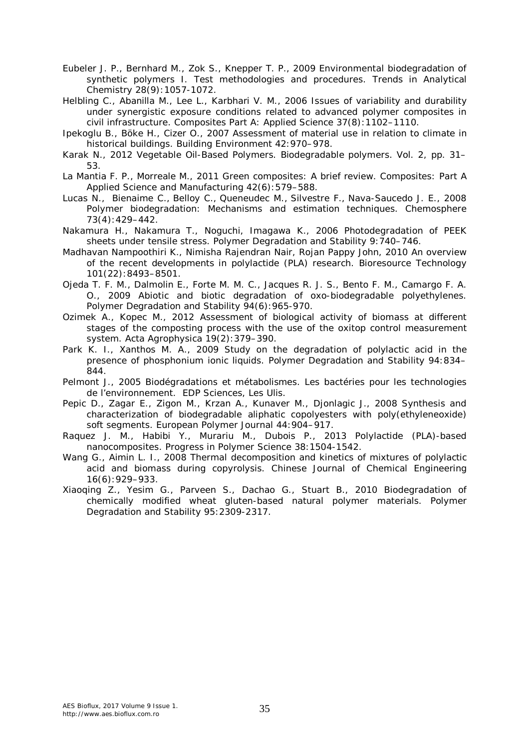Eubeler J. P., Bernhard M., Zok S., Knepper T. P., 2009 Environmental biodegradation of synthetic polymers I. Test methodologies and procedures. Trends in Analytical Chemistry 28(9):1057-1072.

Helbling C., Abanilla M., Lee L., Karbhari V. M., 2006 Issues of variability and durability under synergistic exposure conditions related to advanced polymer composites in civil infrastructure. Composites Part A: Applied Science 37(8):1102–1110.

Ipekoglu B., Böke H., Cizer O., 2007 Assessment of material use in relation to climate in historical buildings. Building Environment 42:970–978.

Karak N., 2012 Vegetable Oil-Based Polymers. Biodegradable polymers. Vol. 2, pp. 31–53.

La Mantia F. P., Morreale M., 2011 Green composites: A brief review. Composites: Part A Applied Science and Manufacturing 42(6):579–588.

Lucas N., Bienaime C., Belloy C., Queneudec M., Silvestre F., Nava-Saucedo J. E., 2008 Polymer biodegradation: Mechanisms and estimation techniques. Chemosphere 73(4):429–442.

Nakamura H., Nakamura T., Noguchi, Imagawa K., 2006 Photodegradation of PEEK sheets under tensile stress. Polymer Degradation and Stability 9:740–746.

Madhavan Nampoothiri K., Nimisha Rajendran Nair, Rojan Pappy John, 2010 An overview of the recent developments in polylactide (PLA) research. Bioresource Technology 101(22):8493–8501.

Ojeda T. F. M., Dalmolin E., Forte M. M. C., Jacques R. J. S., Bento F. M., Camargo F. A. O., 2009 Abiotic and biotic degradation of oxo-biodegradable polyethylenes. Polymer Degradation and Stability 94(6):965-970.

Ozimek A., Kopec M., 2012 Assessment of biological activity of biomass at different stages of the composting process with the use of the oxitop control measurement system. Acta Agrophysica 19(2):379–390.

Park K. I., Xanthos M. A., 2009 Study on the degradation of polylactic acid in the presence of phosphonium ionic liquids. Polymer Degradation and Stability 94:834–844.

Pelmont J., 2005 Biodégradations et métabolismes. Les bactéries pour les technologies de l'environnement. EDP Sciences, Les Ulis.

Pepic D., Zagar E., Zigon M., Krzan A., Kunaver M., Djonlagic J., 2008 Synthesis and characterization of biodegradable aliphatic copolyesters with poly(ethyleneoxide) soft segments. European Polymer Journal 44:904–917.

Raquez J. M., Habibi Y., Murariu M., Dubois P., 2013 Polylactide (PLA)-based nanocomposites. Progress in Polymer Science 38:1504-1542.

Wang G., Aimin L. I., 2008 Thermal decomposition and kinetics of mixtures of polylactic acid and biomass during copyrolysis. Chinese Journal of Chemical Engineering 16(6):929–933.

Xiaoqing Z., Yesim G., Parveen S., Dachao G., Stuart B., 2010 Biodegradation of chemically modified wheat gluten-based natural polymer materials. Polymer Degradation and Stability 95:2309-2317.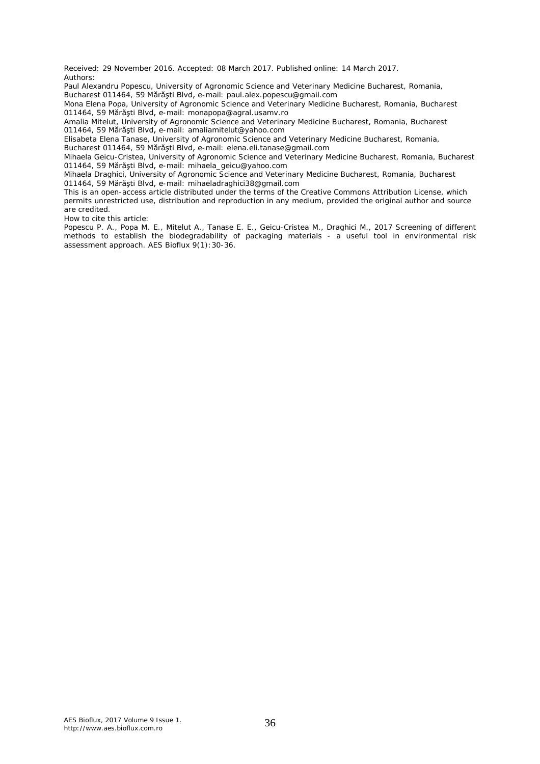Received: 29 November 2016. Accepted: 08 March 2017. Published online: 14 March 2017.

Authors:

Paul Alexandru Popescu, University of Agronomic Science and Veterinary Medicine Bucharest, Romania, Bucharest 011464, 59 Mărăşti Blvd, e-mail: paul.alex.popescu@gmail.com

Mona Elena Popa, University of Agronomic Science and Veterinary Medicine Bucharest, Romania, Bucharest 011464, 59 Mărăşti Blvd, e-mail: monapopa@agral.usamv.ro

Amalia Mitelut, University of Agronomic Science and Veterinary Medicine Bucharest, Romania, Bucharest 011464, 59 Mărăşti Blvd, e-mail: amaliamitelut@yahoo.com

Elisabeta Elena Tanase, University of Agronomic Science and Veterinary Medicine Bucharest, Romania, Bucharest 011464, 59 Mărăşti Blvd, e-mail: elena.eli.tanase@gmail.com

Mihaela Geicu-Cristea, University of Agronomic Science and Veterinary Medicine Bucharest, Romania, Bucharest 011464, 59 Mărăşti Blvd, e-mail: mihaela_geicu@yahoo.com

Mihaela Draghici, University of Agronomic Science and Veterinary Medicine Bucharest, Romania, Bucharest 011464, 59 Mărăşti Blvd, e-mail: mihaeladraghici38@gmail.com

This is an open-access article distributed under the terms of the Creative Commons Attribution License, which permits unrestricted use, distribution and reproduction in any medium, provided the original author and source are credited.

How to cite this article:

Popescu P. A., Popa M. E., Mitelut A., Tanase E. E., Geicu-Cristea M., Draghici M., 2017 Screening of different methods to establish the biodegradability of packaging materials - a useful tool in environmental risk assessment approach. AES Bioflux 9(1):30-36.